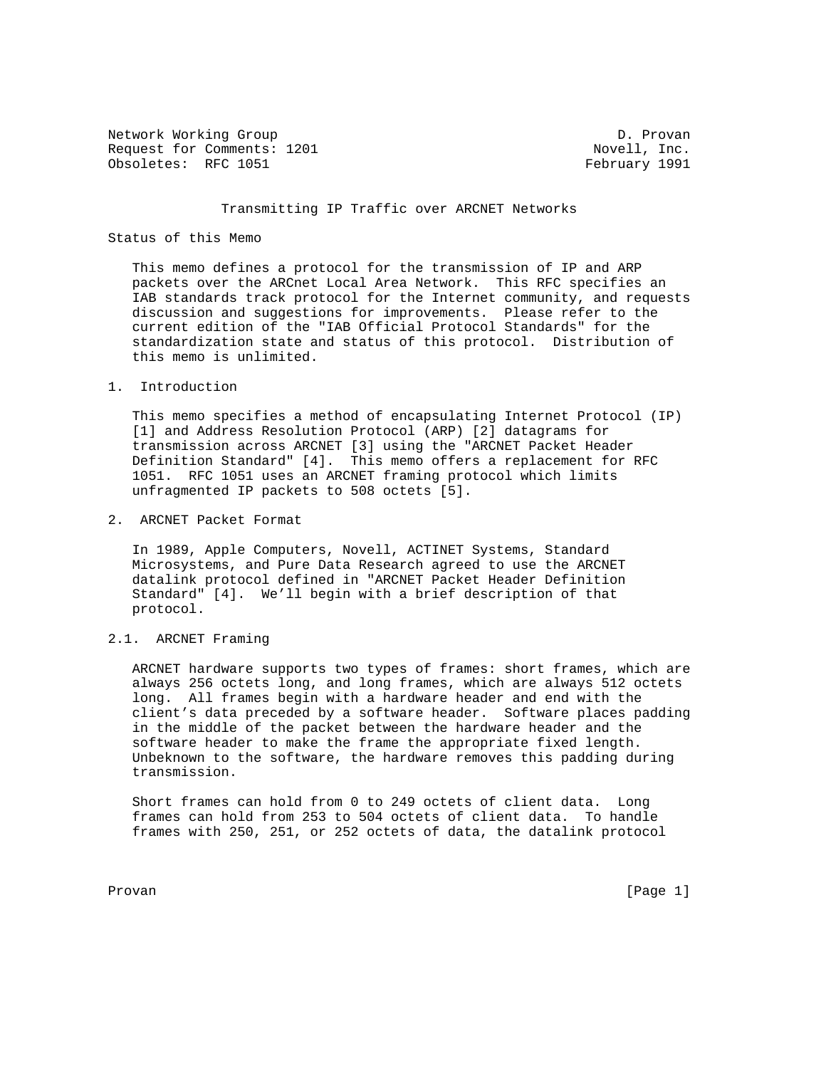Network Working Group D. Provan
Request for Comments: 1201 Novell, Inc.
Obsoletes: RFC 1051 February 1991

# Transmitting IP Traffic over ARCNET Networks

## Status of this Memo

This memo defines a protocol for the transmission of IP and ARP packets over the ARCnet Local Area Network. This RFC specifies an IAB standards track protocol for the Internet community, and requests discussion and suggestions for improvements. Please refer to the current edition of the "IAB Official Protocol Standards" for the standardization state and status of this protocol. Distribution of this memo is unlimited.

## 1. Introduction

This memo specifies a method of encapsulating Internet Protocol (IP) [1] and Address Resolution Protocol (ARP) [2] datagrams for transmission across ARCNET [3] using the "ARCNET Packet Header Definition Standard" [4]. This memo offers a replacement for RFC 1051. RFC 1051 uses an ARCNET framing protocol which limits unfragmented IP packets to 508 octets [5].

## 2. ARCNET Packet Format

In 1989, Apple Computers, Novell, ACTINET Systems, Standard Microsystems, and Pure Data Research agreed to use the ARCNET datalink protocol defined in "ARCNET Packet Header Definition Standard" [4]. We'll begin with a brief description of that protocol.

### 2.1. ARCNET Framing

ARCNET hardware supports two types of frames: short frames, which are always 256 octets long, and long frames, which are always 512 octets long. All frames begin with a hardware header and end with the client's data preceded by a software header. Software places padding in the middle of the packet between the hardware header and the software header to make the frame the appropriate fixed length. Unbeknown to the software, the hardware removes this padding during transmission.

Short frames can hold from 0 to 249 octets of client data. Long frames can hold from 253 to 504 octets of client data. To handle frames with 250, 251, or 252 octets of data, the datalink protocol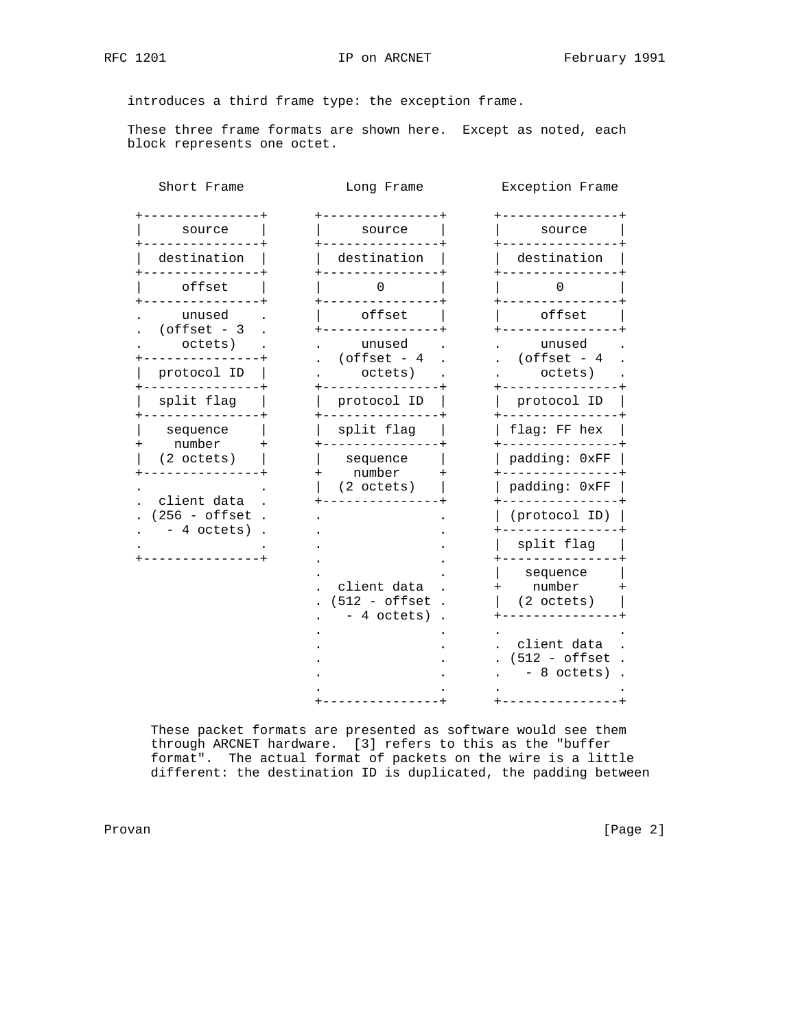introduces a third frame type: the exception frame.

These three frame formats are shown here. Except as noted, each block represents one octet.

```
    Short Frame           Long Frame          Exception Frame

 +---------------+      +---------------+      +---------------+
 |     source    |      |     source    |      |     source    |
 +---------------+      +---------------+      +---------------+
 |  destination  |      |  destination  |      |  destination  |
 +---------------+      +---------------+      +---------------+
 |     offset    |      |       0       |      |       0       |
 +---------------+      +---------------+      +---------------+
 .     unused    .      |     offset    |      |     offset    |
 .  (offset - 3  .      +---------------+      +---------------+
 .     octets)   .      .     unused    .      .     unused    .
 +---------------+      .  (offset - 4  .      .  (offset - 4  .
 |  protocol ID  |      .     octets)   .      .     octets)   .
 +---------------+      +---------------+      +---------------+
 |  split flag   |      |  protocol ID  |      |  protocol ID  |
 +---------------+      +---------------+      +---------------+
 |   sequence    |      |  split flag   |      | flag: FF hex  |
 +    number     +      +---------------+      +---------------+
 |  (2 octets)   |      |   sequence    |      | padding: 0xFF |
 +---------------+      +    number     +      +---------------+
 .               .      |  (2 octets)   |      | padding: 0xFF |
 .  client data  .      +---------------+      +---------------+
 . (256 - offset .      .               .      | (protocol ID) |
 .   - 4 octets) .      .               .      +---------------+
 .               .      .               .      |  split flag   |
 +---------------+      .               .      +---------------+
                        .               .      |   sequence    |
                        .  client data  .      +    number     +
                        . (512 - offset .      |  (2 octets)   |
                        .   - 4 octets) .      +---------------+
                        .               .      .               .
                        .               .      .  client data  .
                        .               .      . (512 - offset .
                        .               .      .   - 8 octets) .
                        .               .      .               .
                        +---------------+      +---------------+
```

These packet formats are presented as software would see them through ARCNET hardware. [3] refers to this as the "buffer format". The actual format of packets on the wire is a little different: the destination ID is duplicated, the padding between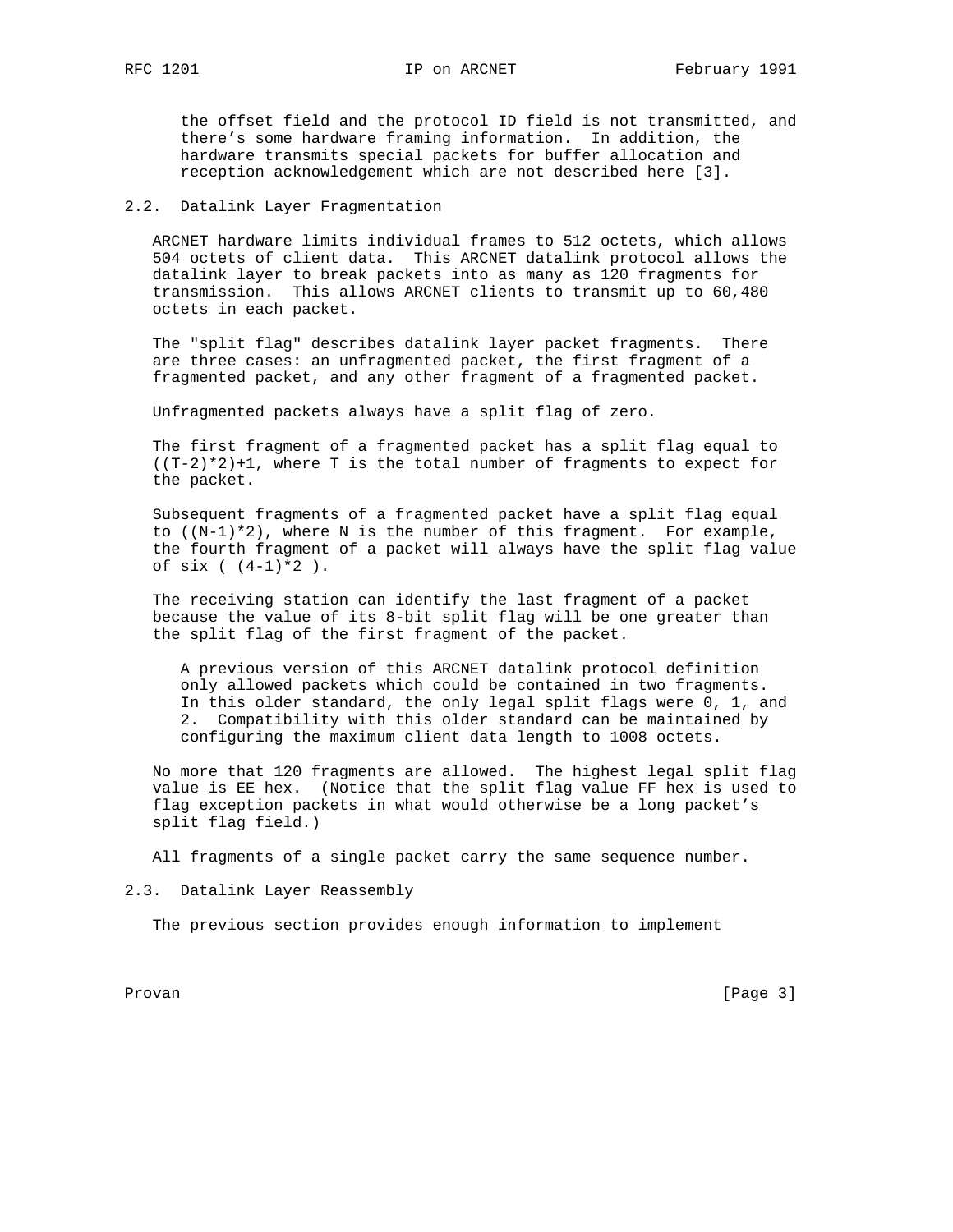the offset field and the protocol ID field is not transmitted, and there's some hardware framing information. In addition, the hardware transmits special packets for buffer allocation and reception acknowledgement which are not described here [3].

## 2.2. Datalink Layer Fragmentation

ARCNET hardware limits individual frames to 512 octets, which allows 504 octets of client data. This ARCNET datalink protocol allows the datalink layer to break packets into as many as 120 fragments for transmission. This allows ARCNET clients to transmit up to 60,480 octets in each packet.

The "split flag" describes datalink layer packet fragments. There are three cases: an unfragmented packet, the first fragment of a fragmented packet, and any other fragment of a fragmented packet.

Unfragmented packets always have a split flag of zero.

The first fragment of a fragmented packet has a split flag equal to ((T-2)*2)+1, where T is the total number of fragments to expect for the packet.

Subsequent fragments of a fragmented packet have a split flag equal to ((N-1)*2), where N is the number of this fragment. For example, the fourth fragment of a packet will always have the split flag value of six ( (4-1)*2 ).

The receiving station can identify the last fragment of a packet because the value of its 8-bit split flag will be one greater than the split flag of the first fragment of the packet.

> A previous version of this ARCNET datalink protocol definition only allowed packets which could be contained in two fragments. In this older standard, the only legal split flags were 0, 1, and 2. Compatibility with this older standard can be maintained by configuring the maximum client data length to 1008 octets.

No more that 120 fragments are allowed. The highest legal split flag value is EE hex. (Notice that the split flag value FF hex is used to flag exception packets in what would otherwise be a long packet's split flag field.)

All fragments of a single packet carry the same sequence number.

## 2.3. Datalink Layer Reassembly

The previous section provides enough information to implement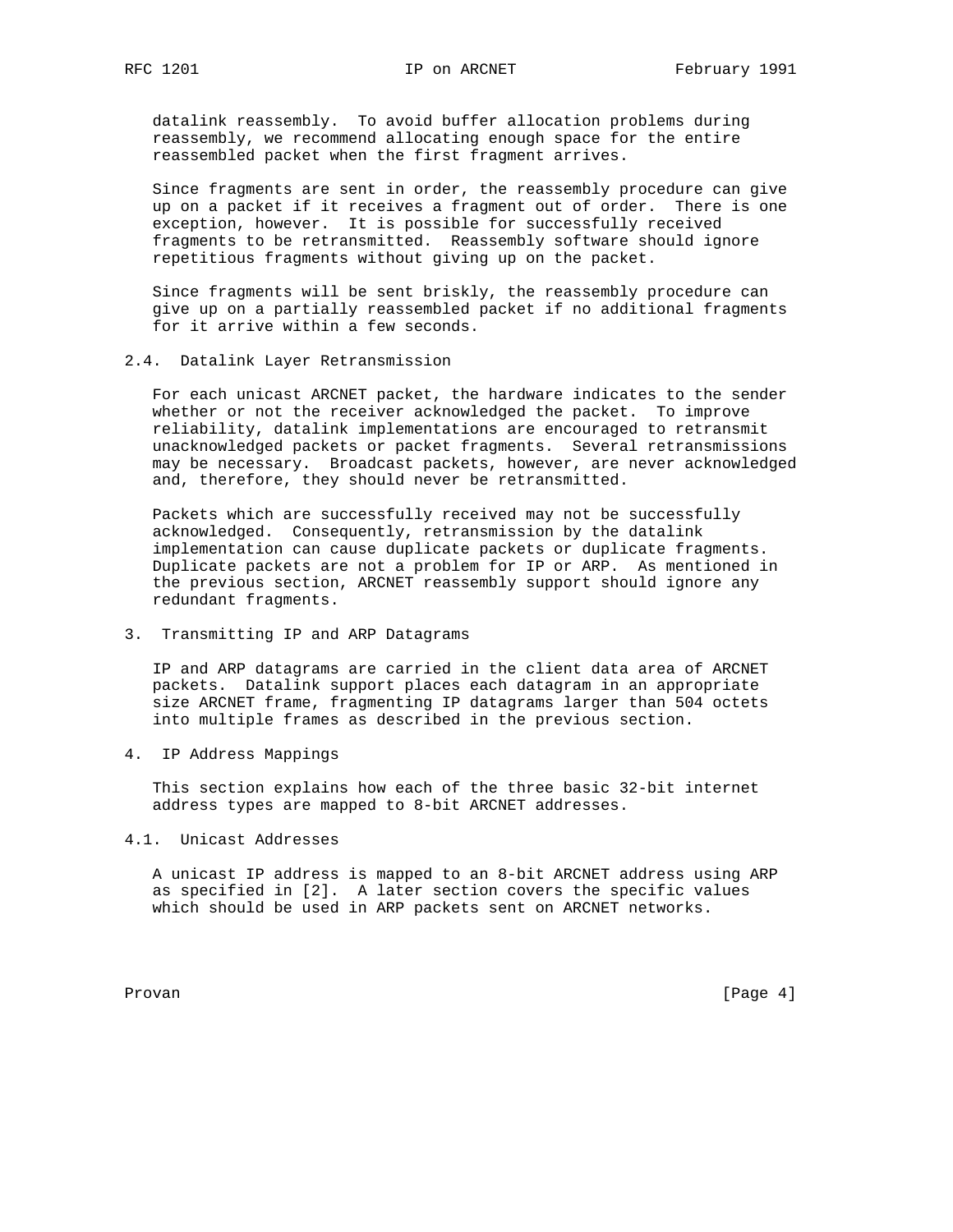datalink reassembly. To avoid buffer allocation problems during reassembly, we recommend allocating enough space for the entire reassembled packet when the first fragment arrives.

Since fragments are sent in order, the reassembly procedure can give up on a packet if it receives a fragment out of order. There is one exception, however. It is possible for successfully received fragments to be retransmitted. Reassembly software should ignore repetitious fragments without giving up on the packet.

Since fragments will be sent briskly, the reassembly procedure can give up on a partially reassembled packet if no additional fragments for it arrive within a few seconds.

## 2.4. Datalink Layer Retransmission

For each unicast ARCNET packet, the hardware indicates to the sender whether or not the receiver acknowledged the packet. To improve reliability, datalink implementations are encouraged to retransmit unacknowledged packets or packet fragments. Several retransmissions may be necessary. Broadcast packets, however, are never acknowledged and, therefore, they should never be retransmitted.

Packets which are successfully received may not be successfully acknowledged. Consequently, retransmission by the datalink implementation can cause duplicate packets or duplicate fragments. Duplicate packets are not a problem for IP or ARP. As mentioned in the previous section, ARCNET reassembly support should ignore any redundant fragments.

# 3. Transmitting IP and ARP Datagrams

IP and ARP datagrams are carried in the client data area of ARCNET packets. Datalink support places each datagram in an appropriate size ARCNET frame, fragmenting IP datagrams larger than 504 octets into multiple frames as described in the previous section.

# 4. IP Address Mappings

This section explains how each of the three basic 32-bit internet address types are mapped to 8-bit ARCNET addresses.

## 4.1. Unicast Addresses

A unicast IP address is mapped to an 8-bit ARCNET address using ARP as specified in [2]. A later section covers the specific values which should be used in ARP packets sent on ARCNET networks.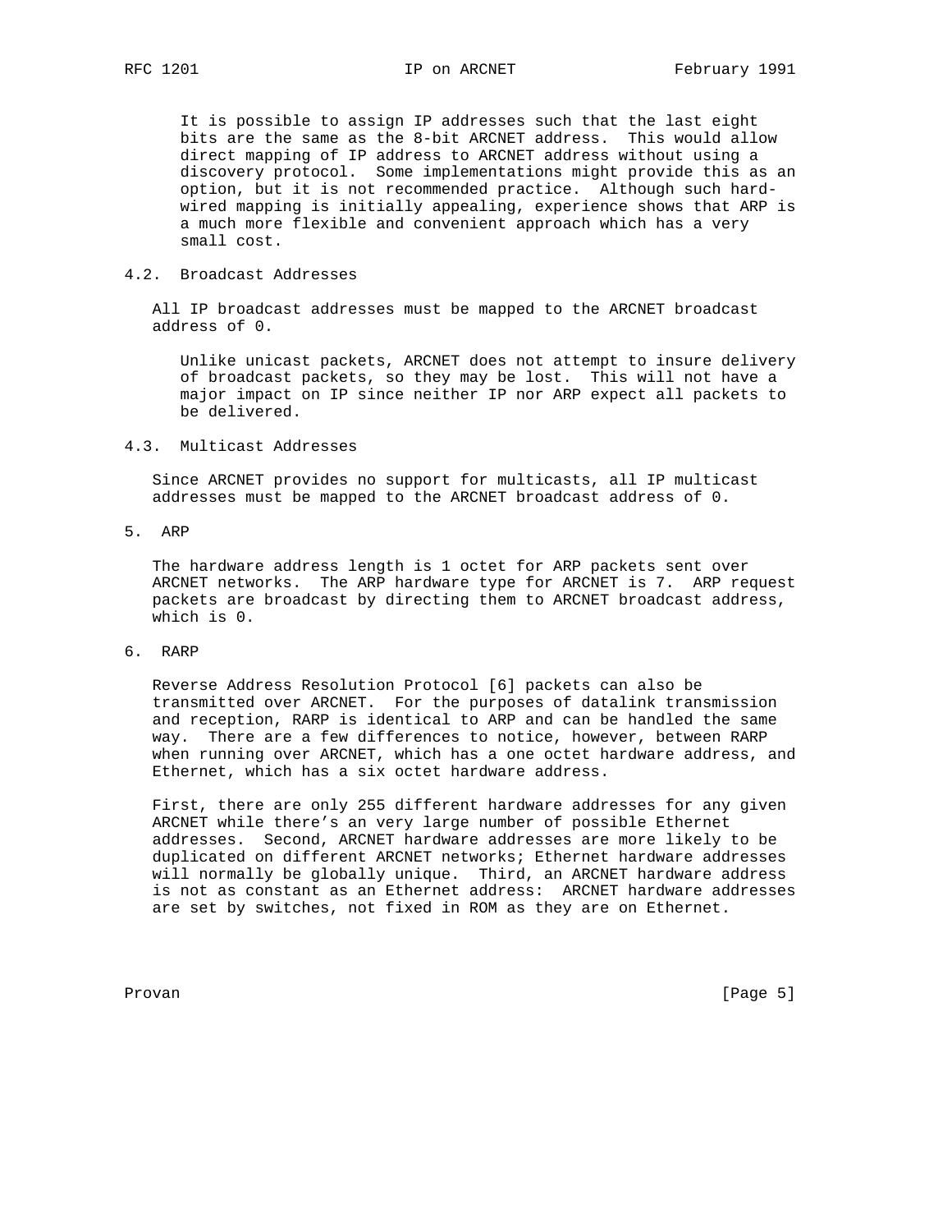It is possible to assign IP addresses such that the last eight bits are the same as the 8-bit ARCNET address. This would allow direct mapping of IP address to ARCNET address without using a discovery protocol. Some implementations might provide this as an option, but it is not recommended practice. Although such hard-wired mapping is initially appealing, experience shows that ARP is a much more flexible and convenient approach which has a very small cost.

## 4.2. Broadcast Addresses

All IP broadcast addresses must be mapped to the ARCNET broadcast address of 0.

Unlike unicast packets, ARCNET does not attempt to insure delivery of broadcast packets, so they may be lost. This will not have a major impact on IP since neither IP nor ARP expect all packets to be delivered.

## 4.3. Multicast Addresses

Since ARCNET provides no support for multicasts, all IP multicast addresses must be mapped to the ARCNET broadcast address of 0.

# 5. ARP

The hardware address length is 1 octet for ARP packets sent over ARCNET networks. The ARP hardware type for ARCNET is 7. ARP request packets are broadcast by directing them to ARCNET broadcast address, which is 0.

# 6. RARP

Reverse Address Resolution Protocol [6] packets can also be transmitted over ARCNET. For the purposes of datalink transmission and reception, RARP is identical to ARP and can be handled the same way. There are a few differences to notice, however, between RARP when running over ARCNET, which has a one octet hardware address, and Ethernet, which has a six octet hardware address.

First, there are only 255 different hardware addresses for any given ARCNET while there's an very large number of possible Ethernet addresses. Second, ARCNET hardware addresses are more likely to be duplicated on different ARCNET networks; Ethernet hardware addresses will normally be globally unique. Third, an ARCNET hardware address is not as constant as an Ethernet address: ARCNET hardware addresses are set by switches, not fixed in ROM as they are on Ethernet.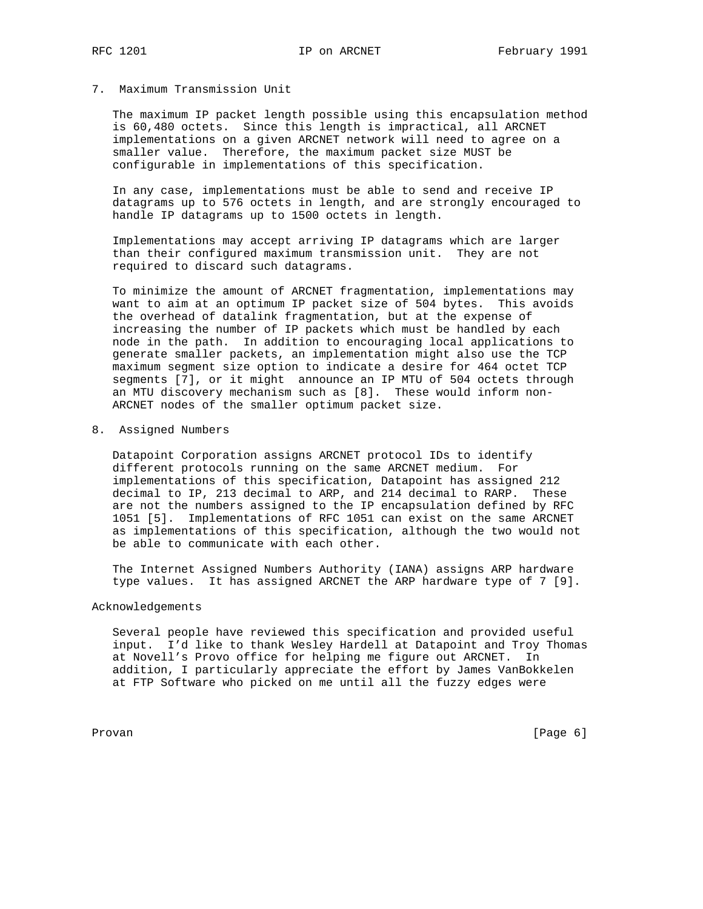## 7. Maximum Transmission Unit

The maximum IP packet length possible using this encapsulation method is 60,480 octets. Since this length is impractical, all ARCNET implementations on a given ARCNET network will need to agree on a smaller value. Therefore, the maximum packet size MUST be configurable in implementations of this specification.

In any case, implementations must be able to send and receive IP datagrams up to 576 octets in length, and are strongly encouraged to handle IP datagrams up to 1500 octets in length.

Implementations may accept arriving IP datagrams which are larger than their configured maximum transmission unit. They are not required to discard such datagrams.

To minimize the amount of ARCNET fragmentation, implementations may want to aim at an optimum IP packet size of 504 bytes. This avoids the overhead of datalink fragmentation, but at the expense of increasing the number of IP packets which must be handled by each node in the path. In addition to encouraging local applications to generate smaller packets, an implementation might also use the TCP maximum segment size option to indicate a desire for 464 octet TCP segments [7], or it might announce an IP MTU of 504 octets through an MTU discovery mechanism such as [8]. These would inform non-ARCNET nodes of the smaller optimum packet size.

## 8. Assigned Numbers

Datapoint Corporation assigns ARCNET protocol IDs to identify different protocols running on the same ARCNET medium. For implementations of this specification, Datapoint has assigned 212 decimal to IP, 213 decimal to ARP, and 214 decimal to RARP. These are not the numbers assigned to the IP encapsulation defined by RFC 1051 [5]. Implementations of RFC 1051 can exist on the same ARCNET as implementations of this specification, although the two would not be able to communicate with each other.

The Internet Assigned Numbers Authority (IANA) assigns ARP hardware type values. It has assigned ARCNET the ARP hardware type of 7 [9].

## Acknowledgements

Several people have reviewed this specification and provided useful input. I'd like to thank Wesley Hardell at Datapoint and Troy Thomas at Novell's Provo office for helping me figure out ARCNET. In addition, I particularly appreciate the effort by James VanBokkelen at FTP Software who picked on me until all the fuzzy edges were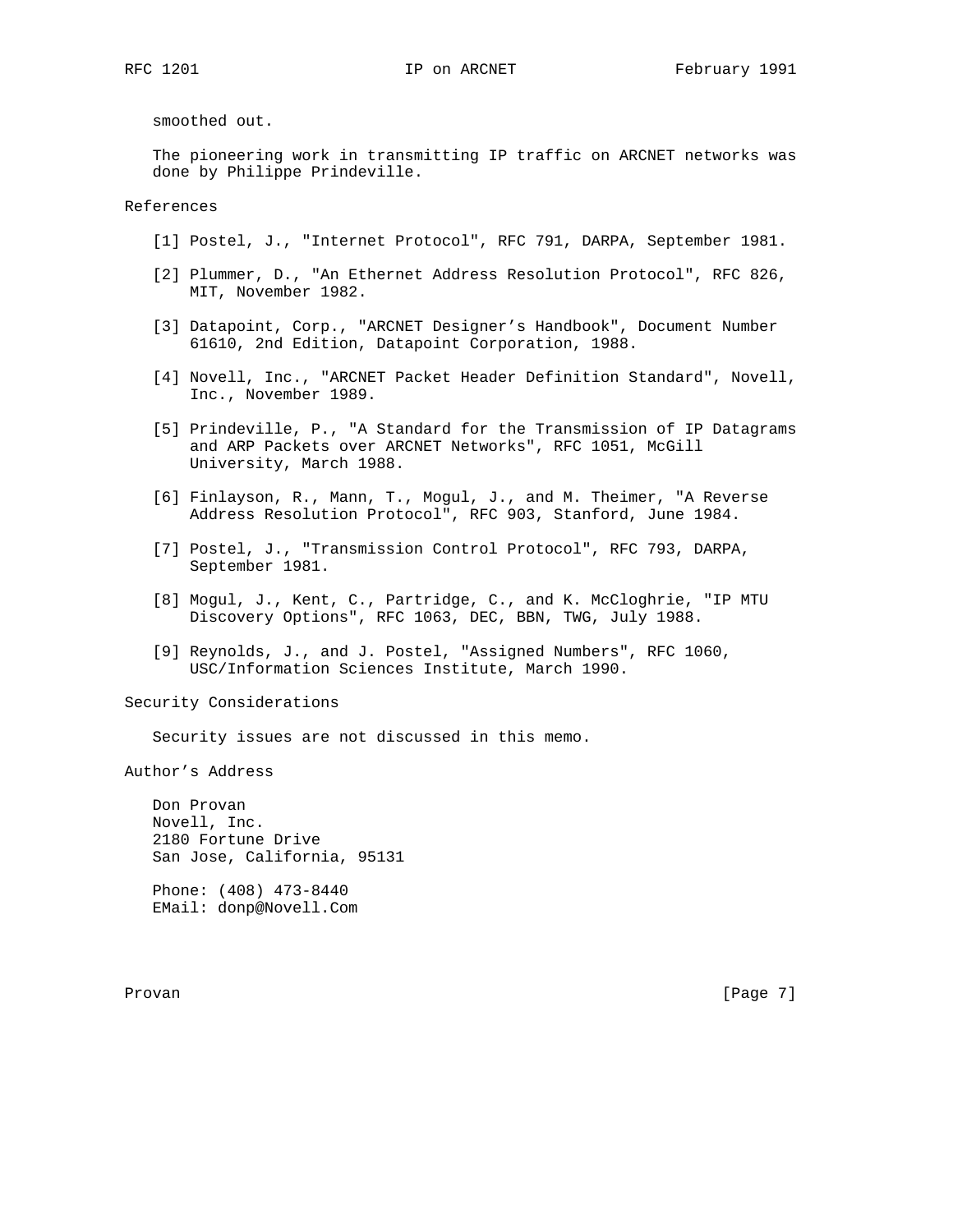smoothed out.

The pioneering work in transmitting IP traffic on ARCNET networks was done by Philippe Prindeville.

## References

[1] Postel, J., "Internet Protocol", RFC 791, DARPA, September 1981.

[2] Plummer, D., "An Ethernet Address Resolution Protocol", RFC 826, MIT, November 1982.

[3] Datapoint, Corp., "ARCNET Designer's Handbook", Document Number 61610, 2nd Edition, Datapoint Corporation, 1988.

[4] Novell, Inc., "ARCNET Packet Header Definition Standard", Novell, Inc., November 1989.

[5] Prindeville, P., "A Standard for the Transmission of IP Datagrams and ARP Packets over ARCNET Networks", RFC 1051, McGill University, March 1988.

[6] Finlayson, R., Mann, T., Mogul, J., and M. Theimer, "A Reverse Address Resolution Protocol", RFC 903, Stanford, June 1984.

[7] Postel, J., "Transmission Control Protocol", RFC 793, DARPA, September 1981.

[8] Mogul, J., Kent, C., Partridge, C., and K. McCloghrie, "IP MTU Discovery Options", RFC 1063, DEC, BBN, TWG, July 1988.

[9] Reynolds, J., and J. Postel, "Assigned Numbers", RFC 1060, USC/Information Sciences Institute, March 1990.

## Security Considerations

Security issues are not discussed in this memo.

## Author's Address

Don Provan
Novell, Inc.
2180 Fortune Drive
San Jose, California, 95131

Phone: (408) 473-8440
EMail: donp@Novell.Com